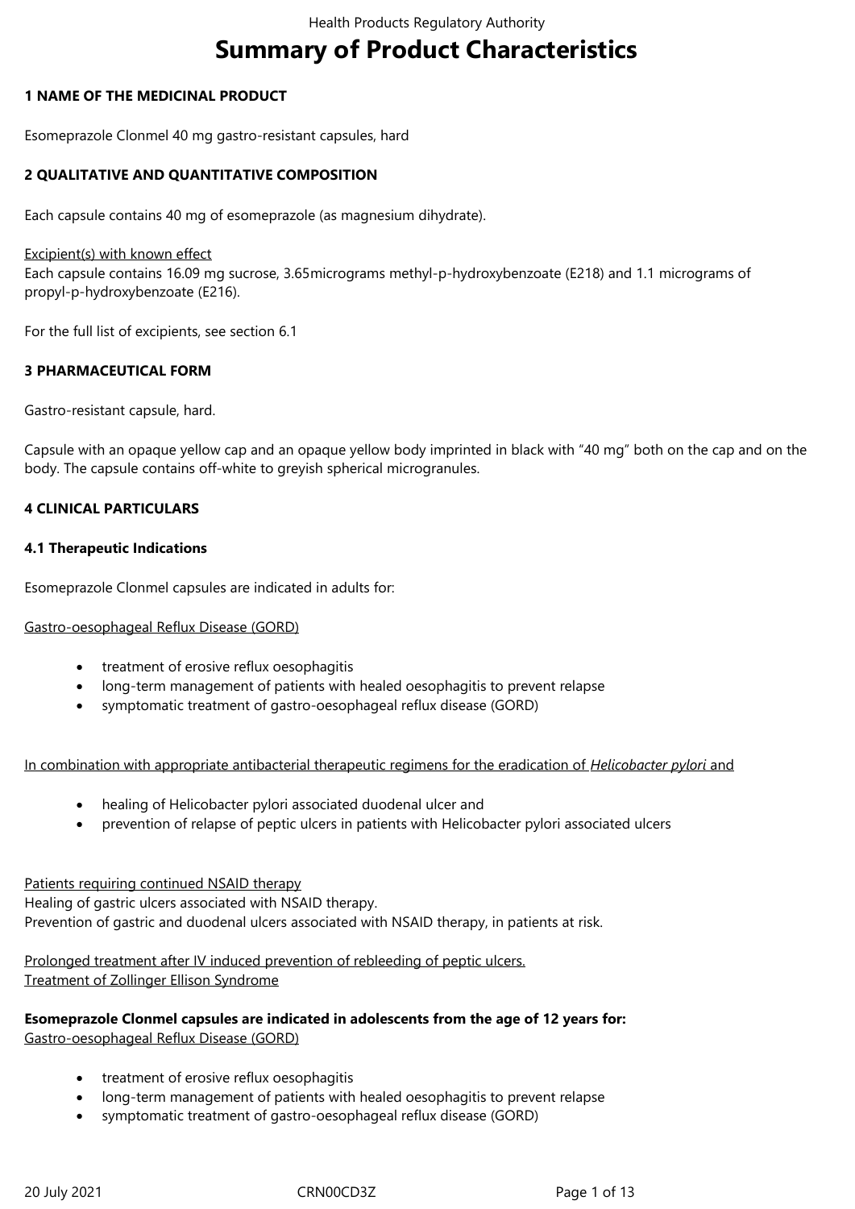# Summary of Product Characteristics

**1 NAME OF THE MEDICINAL PRODUCT**

Esomeprazole Clonmel 40 mg gastro-resistant capsules, hard

**2 QUALITATIVE AND QUANTITATIVE COMPOSITION**

Each capsule contains 40 mg of esomeprazole (as magnesium dihydrate).

Excipient(s) with known effect
Each capsule contains 16.09 mg sucrose, 3.65micrograms methyl-p-hydroxybenzoate (E218) and 1.1 micrograms of propyl-p-hydroxybenzoate (E216).

For the full list of excipients, see section 6.1

**3 PHARMACEUTICAL FORM**

Gastro-resistant capsule, hard.

Capsule with an opaque yellow cap and an opaque yellow body imprinted in black with "40 mg" both on the cap and on the body. The capsule contains off-white to greyish spherical microgranules.

**4 CLINICAL PARTICULARS**

**4.1 Therapeutic Indications**

Esomeprazole Clonmel capsules are indicated in adults for:

Gastro-oesophageal Reflux Disease (GORD)

- treatment of erosive reflux oesophagitis
- long-term management of patients with healed oesophagitis to prevent relapse
- symptomatic treatment of gastro-oesophageal reflux disease (GORD)

In combination with appropriate antibacterial therapeutic regimens for the eradication of *Helicobacter pylori* and

- healing of Helicobacter pylori associated duodenal ulcer and
- prevention of relapse of peptic ulcers in patients with Helicobacter pylori associated ulcers

Patients requiring continued NSAID therapy
Healing of gastric ulcers associated with NSAID therapy.
Prevention of gastric and duodenal ulcers associated with NSAID therapy, in patients at risk.

Prolonged treatment after IV induced prevention of rebleeding of peptic ulcers.
Treatment of Zollinger Ellison Syndrome

**Esomeprazole Clonmel capsules are indicated in adolescents from the age of 12 years for:**
Gastro-oesophageal Reflux Disease (GORD)

- treatment of erosive reflux oesophagitis
- long-term management of patients with healed oesophagitis to prevent relapse
- symptomatic treatment of gastro-oesophageal reflux disease (GORD)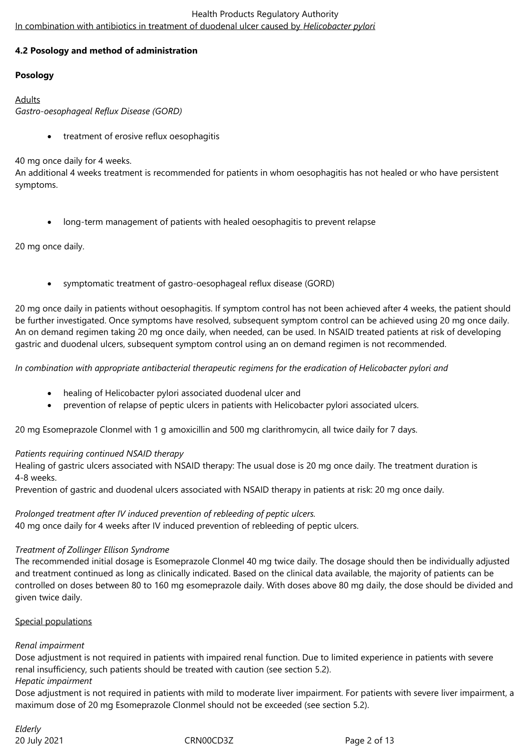<u>In combination with antibiotics in treatment of duodenal ulcer caused by *Helicobacter pylori*</u>

**4.2 Posology and method of administration**

**Posology**

<u>Adults</u>
*Gastro-oesophageal Reflux Disease (GORD)*

- treatment of erosive reflux oesophagitis

40 mg once daily for 4 weeks.
An additional 4 weeks treatment is recommended for patients in whom oesophagitis has not healed or who have persistent symptoms.

- long-term management of patients with healed oesophagitis to prevent relapse

20 mg once daily.

- symptomatic treatment of gastro-oesophageal reflux disease (GORD)

20 mg once daily in patients without oesophagitis. If symptom control has not been achieved after 4 weeks, the patient should be further investigated. Once symptoms have resolved, subsequent symptom control can be achieved using 20 mg once daily. An on demand regimen taking 20 mg once daily, when needed, can be used. In NSAID treated patients at risk of developing gastric and duodenal ulcers, subsequent symptom control using an on demand regimen is not recommended.

*In combination with appropriate antibacterial therapeutic regimens for the eradication of Helicobacter pylori and*

- healing of Helicobacter pylori associated duodenal ulcer and
- prevention of relapse of peptic ulcers in patients with Helicobacter pylori associated ulcers.

20 mg Esomeprazole Clonmel with 1 g amoxicillin and 500 mg clarithromycin, all twice daily for 7 days.

*Patients requiring continued NSAID therapy*
Healing of gastric ulcers associated with NSAID therapy: The usual dose is 20 mg once daily. The treatment duration is 4-8 weeks.
Prevention of gastric and duodenal ulcers associated with NSAID therapy in patients at risk: 20 mg once daily.

*Prolonged treatment after IV induced prevention of rebleeding of peptic ulcers.*
40 mg once daily for 4 weeks after IV induced prevention of rebleeding of peptic ulcers.

*Treatment of Zollinger Ellison Syndrome*
The recommended initial dosage is Esomeprazole Clonmel 40 mg twice daily. The dosage should then be individually adjusted and treatment continued as long as clinically indicated. Based on the clinical data available, the majority of patients can be controlled on doses between 80 to 160 mg esomeprazole daily. With doses above 80 mg daily, the dose should be divided and given twice daily.

<u>Special populations</u>

*Renal impairment*
Dose adjustment is not required in patients with impaired renal function. Due to limited experience in patients with severe renal insufficiency, such patients should be treated with caution (see section 5.2).
*Hepatic impairment*
Dose adjustment is not required in patients with mild to moderate liver impairment. For patients with severe liver impairment, a maximum dose of 20 mg Esomeprazole Clonmel should not be exceeded (see section 5.2).

*Elderly*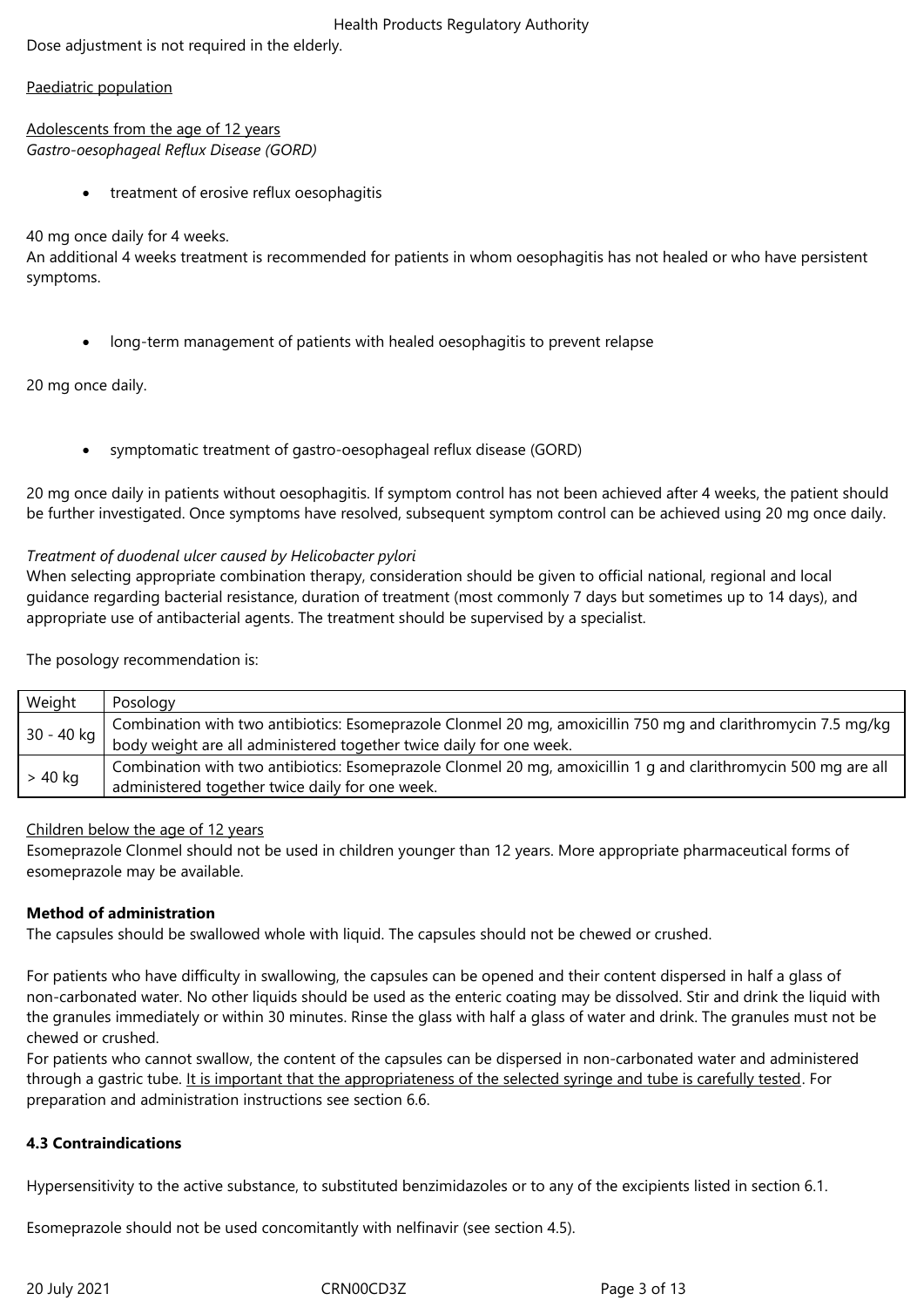Dose adjustment is not required in the elderly.

Paediatric population

Adolescents from the age of 12 years

*Gastro-oesophageal Reflux Disease (GORD)*

- treatment of erosive reflux oesophagitis

40 mg once daily for 4 weeks.

An additional 4 weeks treatment is recommended for patients in whom oesophagitis has not healed or who have persistent symptoms.

- long-term management of patients with healed oesophagitis to prevent relapse

20 mg once daily.

- symptomatic treatment of gastro-oesophageal reflux disease (GORD)

20 mg once daily in patients without oesophagitis. If symptom control has not been achieved after 4 weeks, the patient should be further investigated. Once symptoms have resolved, subsequent symptom control can be achieved using 20 mg once daily.

*Treatment of duodenal ulcer caused by Helicobacter pylori*

When selecting appropriate combination therapy, consideration should be given to official national, regional and local guidance regarding bacterial resistance, duration of treatment (most commonly 7 days but sometimes up to 14 days), and appropriate use of antibacterial agents. The treatment should be supervised by a specialist.

The posology recommendation is:

| Weight | Posology |
|---|---|
| 30 - 40 kg | Combination with two antibiotics: Esomeprazole Clonmel 20 mg, amoxicillin 750 mg and clarithromycin 7.5 mg/kg body weight are all administered together twice daily for one week. |
| > 40 kg | Combination with two antibiotics: Esomeprazole Clonmel 20 mg, amoxicillin 1 g and clarithromycin 500 mg are all administered together twice daily for one week. |

Children below the age of 12 years

Esomeprazole Clonmel should not be used in children younger than 12 years. More appropriate pharmaceutical forms of esomeprazole may be available.

**Method of administration**

The capsules should be swallowed whole with liquid. The capsules should not be chewed or crushed.

For patients who have difficulty in swallowing, the capsules can be opened and their content dispersed in half a glass of non-carbonated water. No other liquids should be used as the enteric coating may be dissolved. Stir and drink the liquid with the granules immediately or within 30 minutes. Rinse the glass with half a glass of water and drink. The granules must not be chewed or crushed.

For patients who cannot swallow, the content of the capsules can be dispersed in non-carbonated water and administered through a gastric tube. It is important that the appropriateness of the selected syringe and tube is carefully tested. For preparation and administration instructions see section 6.6.

**4.3 Contraindications**

Hypersensitivity to the active substance, to substituted benzimidazoles or to any of the excipients listed in section 6.1.

Esomeprazole should not be used concomitantly with nelfinavir (see section 4.5).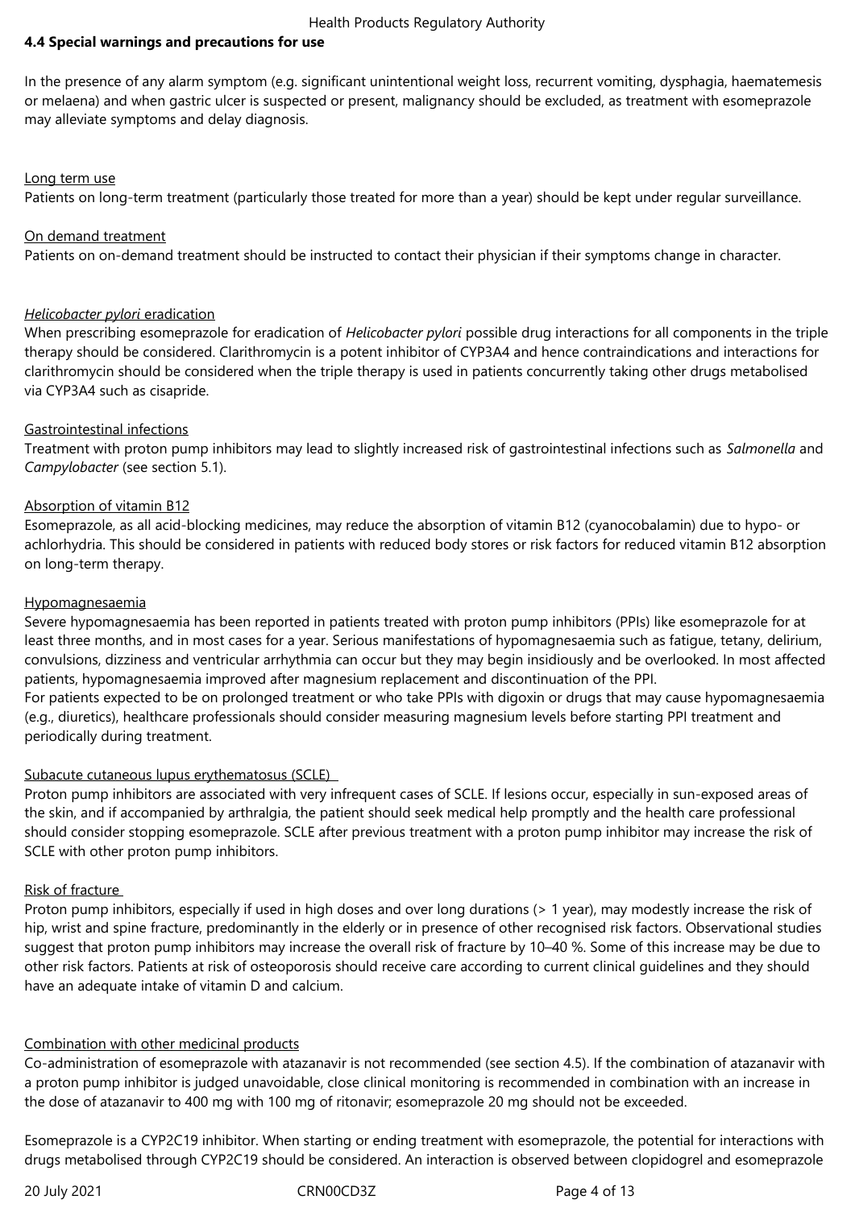### 4.4 Special warnings and precautions for use

In the presence of any alarm symptom (e.g. significant unintentional weight loss, recurrent vomiting, dysphagia, haematemesis or melaena) and when gastric ulcer is suspected or present, malignancy should be excluded, as treatment with esomeprazole may alleviate symptoms and delay diagnosis.

Long term use

Patients on long-term treatment (particularly those treated for more than a year) should be kept under regular surveillance.

On demand treatment

Patients on on-demand treatment should be instructed to contact their physician if their symptoms change in character.

*Helicobacter pylori* eradication

When prescribing esomeprazole for eradication of *Helicobacter pylori* possible drug interactions for all components in the triple therapy should be considered. Clarithromycin is a potent inhibitor of CYP3A4 and hence contraindications and interactions for clarithromycin should be considered when the triple therapy is used in patients concurrently taking other drugs metabolised via CYP3A4 such as cisapride.

Gastrointestinal infections

Treatment with proton pump inhibitors may lead to slightly increased risk of gastrointestinal infections such as *Salmonella* and *Campylobacter* (see section 5.1).

Absorption of vitamin B12

Esomeprazole, as all acid-blocking medicines, may reduce the absorption of vitamin B12 (cyanocobalamin) due to hypo- or achlorhydria. This should be considered in patients with reduced body stores or risk factors for reduced vitamin B12 absorption on long-term therapy.

Hypomagnesaemia

Severe hypomagnesaemia has been reported in patients treated with proton pump inhibitors (PPIs) like esomeprazole for at least three months, and in most cases for a year. Serious manifestations of hypomagnesaemia such as fatigue, tetany, delirium, convulsions, dizziness and ventricular arrhythmia can occur but they may begin insidiously and be overlooked. In most affected patients, hypomagnesaemia improved after magnesium replacement and discontinuation of the PPI.
For patients expected to be on prolonged treatment or who take PPIs with digoxin or drugs that may cause hypomagnesaemia (e.g., diuretics), healthcare professionals should consider measuring magnesium levels before starting PPI treatment and periodically during treatment.

Subacute cutaneous lupus erythematosus (SCLE)

Proton pump inhibitors are associated with very infrequent cases of SCLE. If lesions occur, especially in sun-exposed areas of the skin, and if accompanied by arthralgia, the patient should seek medical help promptly and the health care professional should consider stopping esomeprazole. SCLE after previous treatment with a proton pump inhibitor may increase the risk of SCLE with other proton pump inhibitors.

Risk of fracture

Proton pump inhibitors, especially if used in high doses and over long durations (> 1 year), may modestly increase the risk of hip, wrist and spine fracture, predominantly in the elderly or in presence of other recognised risk factors. Observational studies suggest that proton pump inhibitors may increase the overall risk of fracture by 10–40 %. Some of this increase may be due to other risk factors. Patients at risk of osteoporosis should receive care according to current clinical guidelines and they should have an adequate intake of vitamin D and calcium.

Combination with other medicinal products

Co-administration of esomeprazole with atazanavir is not recommended (see section 4.5). If the combination of atazanavir with a proton pump inhibitor is judged unavoidable, close clinical monitoring is recommended in combination with an increase in the dose of atazanavir to 400 mg with 100 mg of ritonavir; esomeprazole 20 mg should not be exceeded.

Esomeprazole is a CYP2C19 inhibitor. When starting or ending treatment with esomeprazole, the potential for interactions with drugs metabolised through CYP2C19 should be considered. An interaction is observed between clopidogrel and esomeprazole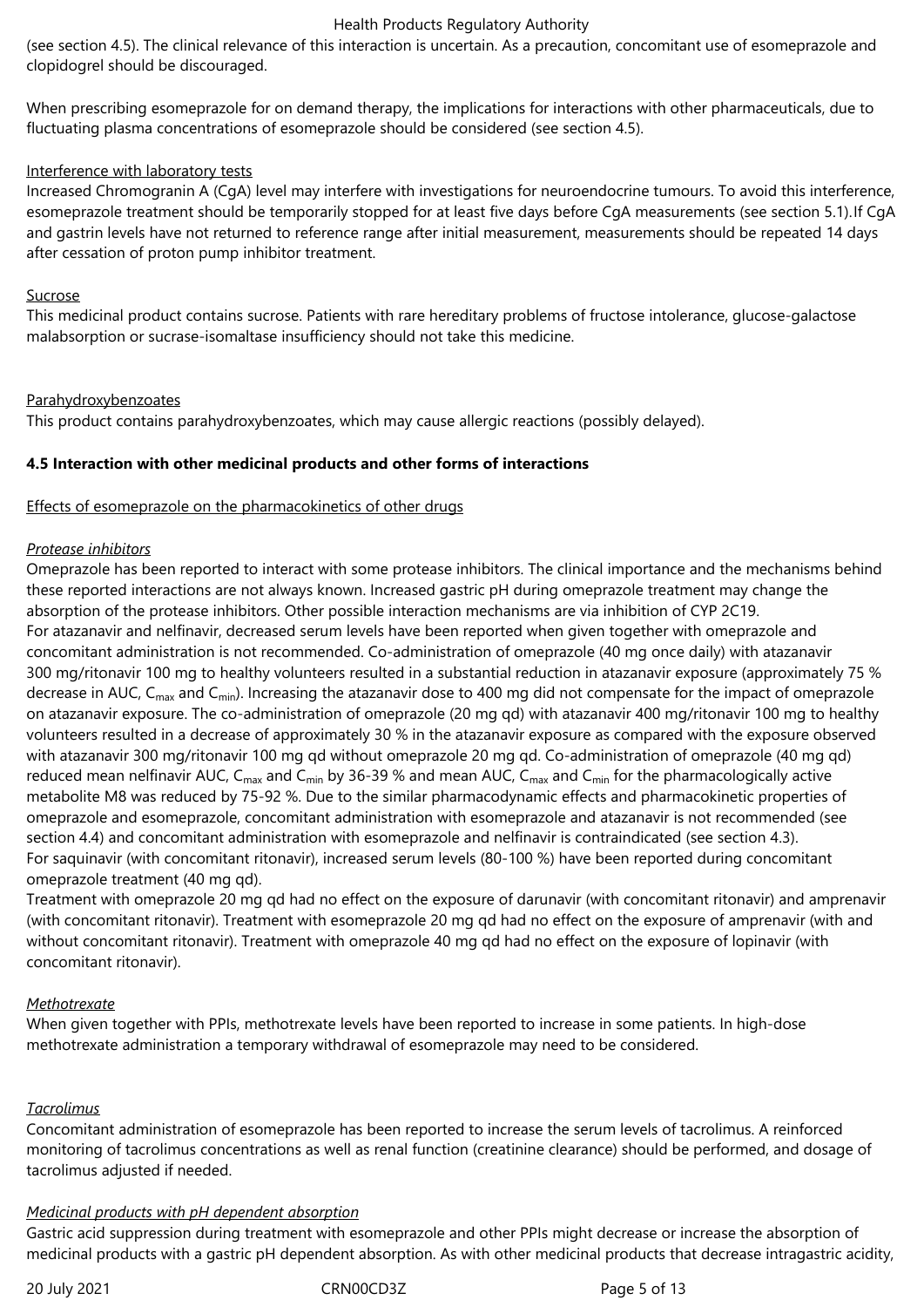(see section 4.5). The clinical relevance of this interaction is uncertain. As a precaution, concomitant use of esomeprazole and clopidogrel should be discouraged.

When prescribing esomeprazole for on demand therapy, the implications for interactions with other pharmaceuticals, due to fluctuating plasma concentrations of esomeprazole should be considered (see section 4.5).

Interference with laboratory tests

Increased Chromogranin A (CgA) level may interfere with investigations for neuroendocrine tumours. To avoid this interference, esomeprazole treatment should be temporarily stopped for at least five days before CgA measurements (see section 5.1).If CgA and gastrin levels have not returned to reference range after initial measurement, measurements should be repeated 14 days after cessation of proton pump inhibitor treatment.

Sucrose

This medicinal product contains sucrose. Patients with rare hereditary problems of fructose intolerance, glucose-galactose malabsorption or sucrase-isomaltase insufficiency should not take this medicine.

Parahydroxybenzoates

This product contains parahydroxybenzoates, which may cause allergic reactions (possibly delayed).

**4.5 Interaction with other medicinal products and other forms of interactions**

Effects of esomeprazole on the pharmacokinetics of other drugs

*Protease inhibitors*

Omeprazole has been reported to interact with some protease inhibitors. The clinical importance and the mechanisms behind these reported interactions are not always known. Increased gastric pH during omeprazole treatment may change the absorption of the protease inhibitors. Other possible interaction mechanisms are via inhibition of CYP 2C19.

For atazanavir and nelfinavir, decreased serum levels have been reported when given together with omeprazole and concomitant administration is not recommended. Co-administration of omeprazole (40 mg once daily) with atazanavir 300 mg/ritonavir 100 mg to healthy volunteers resulted in a substantial reduction in atazanavir exposure (approximately 75 % decrease in AUC, $C_{max}$ and $C_{min}$). Increasing the atazanavir dose to 400 mg did not compensate for the impact of omeprazole on atazanavir exposure. The co-administration of omeprazole (20 mg qd) with atazanavir 400 mg/ritonavir 100 mg to healthy volunteers resulted in a decrease of approximately 30 % in the atazanavir exposure as compared with the exposure observed with atazanavir 300 mg/ritonavir 100 mg qd without omeprazole 20 mg qd. Co-administration of omeprazole (40 mg qd) reduced mean nelfinavir AUC, $C_{max}$ and $C_{min}$ by 36-39 % and mean AUC, $C_{max}$ and $C_{min}$ for the pharmacologically active metabolite M8 was reduced by 75-92 %. Due to the similar pharmacodynamic effects and pharmacokinetic properties of omeprazole and esomeprazole, concomitant administration with esomeprazole and atazanavir is not recommended (see section 4.4) and concomitant administration with esomeprazole and nelfinavir is contraindicated (see section 4.3).

For saquinavir (with concomitant ritonavir), increased serum levels (80-100 %) have been reported during concomitant omeprazole treatment (40 mg qd).

Treatment with omeprazole 20 mg qd had no effect on the exposure of darunavir (with concomitant ritonavir) and amprenavir (with concomitant ritonavir). Treatment with esomeprazole 20 mg qd had no effect on the exposure of amprenavir (with and without concomitant ritonavir). Treatment with omeprazole 40 mg qd had no effect on the exposure of lopinavir (with concomitant ritonavir).

*Methotrexate*

When given together with PPIs, methotrexate levels have been reported to increase in some patients. In high-dose methotrexate administration a temporary withdrawal of esomeprazole may need to be considered.

*Tacrolimus*

Concomitant administration of esomeprazole has been reported to increase the serum levels of tacrolimus. A reinforced monitoring of tacrolimus concentrations as well as renal function (creatinine clearance) should be performed, and dosage of tacrolimus adjusted if needed.

*Medicinal products with pH dependent absorption*

Gastric acid suppression during treatment with esomeprazole and other PPIs might decrease or increase the absorption of medicinal products with a gastric pH dependent absorption. As with other medicinal products that decrease intragastric acidity,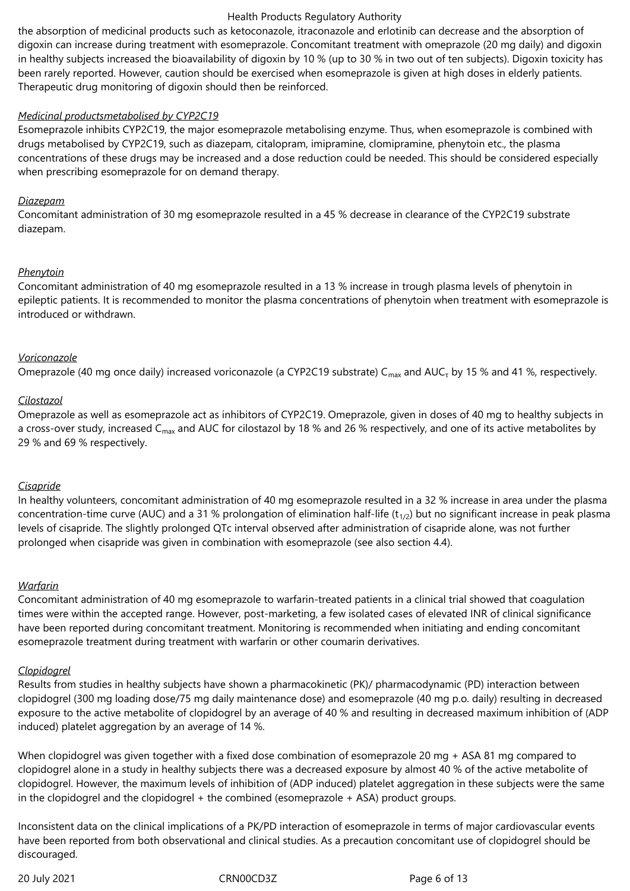the absorption of medicinal products such as ketoconazole, itraconazole and erlotinib can decrease and the absorption of digoxin can increase during treatment with esomeprazole. Concomitant treatment with omeprazole (20 mg daily) and digoxin in healthy subjects increased the bioavailability of digoxin by 10 % (up to 30 % in two out of ten subjects). Digoxin toxicity has been rarely reported. However, caution should be exercised when esomeprazole is given at high doses in elderly patients. Therapeutic drug monitoring of digoxin should then be reinforced.

*Medicinal productsmetabolised by CYP2C19*

Esomeprazole inhibits CYP2C19, the major esomeprazole metabolising enzyme. Thus, when esomeprazole is combined with drugs metabolised by CYP2C19, such as diazepam, citalopram, imipramine, clomipramine, phenytoin etc., the plasma concentrations of these drugs may be increased and a dose reduction could be needed. This should be considered especially when prescribing esomeprazole for on demand therapy.

*Diazepam*

Concomitant administration of 30 mg esomeprazole resulted in a 45 % decrease in clearance of the CYP2C19 substrate diazepam.

*Phenytoin*

Concomitant administration of 40 mg esomeprazole resulted in a 13 % increase in trough plasma levels of phenytoin in epileptic patients. It is recommended to monitor the plasma concentrations of phenytoin when treatment with esomeprazole is introduced or withdrawn.

*Voriconazole*

Omeprazole (40 mg once daily) increased voriconazole (a CYP2C19 substrate) $C_{max}$ and $AUC_{\tau}$ by 15 % and 41 %, respectively.

*Cilostazol*

Omeprazole as well as esomeprazole act as inhibitors of CYP2C19. Omeprazole, given in doses of 40 mg to healthy subjects in a cross-over study, increased $C_{max}$ and AUC for cilostazol by 18 % and 26 % respectively, and one of its active metabolites by 29 % and 69 % respectively.

*Cisapride*

In healthy volunteers, concomitant administration of 40 mg esomeprazole resulted in a 32 % increase in area under the plasma concentration-time curve (AUC) and a 31 % prolongation of elimination half-life ($t_{1/2}$) but no significant increase in peak plasma levels of cisapride. The slightly prolonged QTc interval observed after administration of cisapride alone, was not further prolonged when cisapride was given in combination with esomeprazole (see also section 4.4).

*Warfarin*

Concomitant administration of 40 mg esomeprazole to warfarin-treated patients in a clinical trial showed that coagulation times were within the accepted range. However, post-marketing, a few isolated cases of elevated INR of clinical significance have been reported during concomitant treatment. Monitoring is recommended when initiating and ending concomitant esomeprazole treatment during treatment with warfarin or other coumarin derivatives.

*Clopidogrel*

Results from studies in healthy subjects have shown a pharmacokinetic (PK)/ pharmacodynamic (PD) interaction between clopidogrel (300 mg loading dose/75 mg daily maintenance dose) and esomeprazole (40 mg p.o. daily) resulting in decreased exposure to the active metabolite of clopidogrel by an average of 40 % and resulting in decreased maximum inhibition of (ADP induced) platelet aggregation by an average of 14 %.

When clopidogrel was given together with a fixed dose combination of esomeprazole 20 mg + ASA 81 mg compared to clopidogrel alone in a study in healthy subjects there was a decreased exposure by almost 40 % of the active metabolite of clopidogrel. However, the maximum levels of inhibition of (ADP induced) platelet aggregation in these subjects were the same in the clopidogrel and the clopidogrel + the combined (esomeprazole + ASA) product groups.

Inconsistent data on the clinical implications of a PK/PD interaction of esomeprazole in terms of major cardiovascular events have been reported from both observational and clinical studies. As a precaution concomitant use of clopidogrel should be discouraged.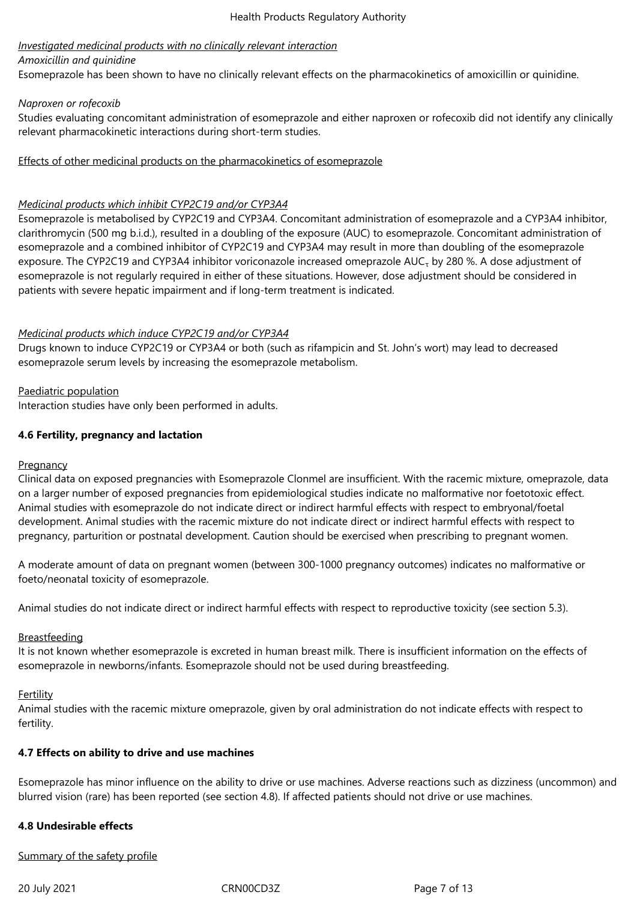*Investigated medicinal products with no clinically relevant interaction*

*Amoxicillin and quinidine*

Esomeprazole has been shown to have no clinically relevant effects on the pharmacokinetics of amoxicillin or quinidine.

*Naproxen or rofecoxib*

Studies evaluating concomitant administration of esomeprazole and either naproxen or rofecoxib did not identify any clinically relevant pharmacokinetic interactions during short-term studies.

Effects of other medicinal products on the pharmacokinetics of esomeprazole

*Medicinal products which inhibit CYP2C19 and/or CYP3A4*

Esomeprazole is metabolised by CYP2C19 and CYP3A4. Concomitant administration of esomeprazole and a CYP3A4 inhibitor, clarithromycin (500 mg b.i.d.), resulted in a doubling of the exposure (AUC) to esomeprazole. Concomitant administration of esomeprazole and a combined inhibitor of CYP2C19 and CYP3A4 may result in more than doubling of the esomeprazole exposure. The CYP2C19 and CYP3A4 inhibitor voriconazole increased omeprazole $AUC_{\tau}$ by 280 %. A dose adjustment of esomeprazole is not regularly required in either of these situations. However, dose adjustment should be considered in patients with severe hepatic impairment and if long-term treatment is indicated.

*Medicinal products which induce CYP2C19 and/or CYP3A4*

Drugs known to induce CYP2C19 or CYP3A4 or both (such as rifampicin and St. John's wort) may lead to decreased esomeprazole serum levels by increasing the esomeprazole metabolism.

Paediatric population

Interaction studies have only been performed in adults.

### 4.6 Fertility, pregnancy and lactation

Pregnancy

Clinical data on exposed pregnancies with Esomeprazole Clonmel are insufficient. With the racemic mixture, omeprazole, data on a larger number of exposed pregnancies from epidemiological studies indicate no malformative nor foetotoxic effect. Animal studies with esomeprazole do not indicate direct or indirect harmful effects with respect to embryonal/foetal development. Animal studies with the racemic mixture do not indicate direct or indirect harmful effects with respect to pregnancy, parturition or postnatal development. Caution should be exercised when prescribing to pregnant women.

A moderate amount of data on pregnant women (between 300-1000 pregnancy outcomes) indicates no malformative or foeto/neonatal toxicity of esomeprazole.

Animal studies do not indicate direct or indirect harmful effects with respect to reproductive toxicity (see section 5.3).

Breastfeeding

It is not known whether esomeprazole is excreted in human breast milk. There is insufficient information on the effects of esomeprazole in newborns/infants. Esomeprazole should not be used during breastfeeding.

Fertility

Animal studies with the racemic mixture omeprazole, given by oral administration do not indicate effects with respect to fertility.

### 4.7 Effects on ability to drive and use machines

Esomeprazole has minor influence on the ability to drive or use machines. Adverse reactions such as dizziness (uncommon) and blurred vision (rare) has been reported (see section 4.8). If affected patients should not drive or use machines.

### 4.8 Undesirable effects

Summary of the safety profile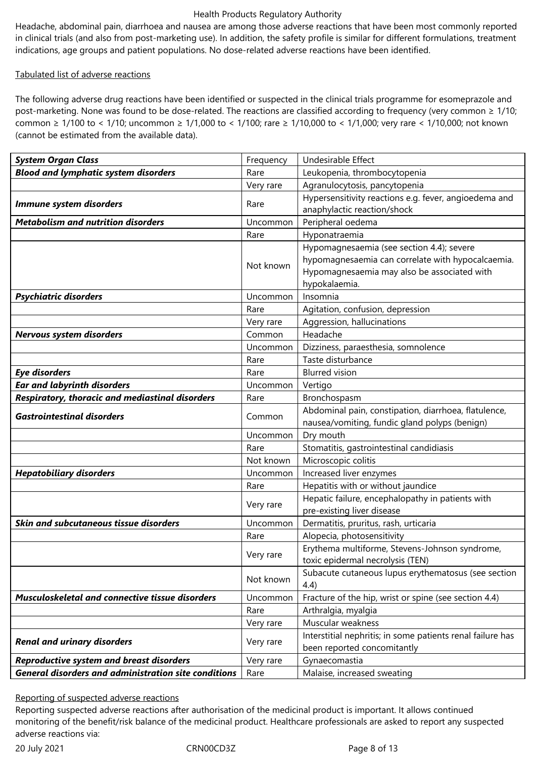Headache, abdominal pain, diarrhoea and nausea are among those adverse reactions that have been most commonly reported in clinical trials (and also from post-marketing use). In addition, the safety profile is similar for different formulations, treatment indications, age groups and patient populations. No dose-related adverse reactions have been identified.

Tabulated list of adverse reactions

The following adverse drug reactions have been identified or suspected in the clinical trials programme for esomeprazole and post-marketing. None was found to be dose-related. The reactions are classified according to frequency (very common ≥ 1/10; common ≥ 1/100 to < 1/10; uncommon ≥ 1/1,000 to < 1/100; rare ≥ 1/10,000 to < 1/1,000; very rare < 1/10,000; not known (cannot be estimated from the available data).

| ***System Organ Class*** | Frequency | Undesirable Effect |
|---|---|---|
| ***Blood and lymphatic system disorders*** | Rare | Leukopenia, thrombocytopenia |
| | Very rare | Agranulocytosis, pancytopenia |
| ***Immune system disorders*** | Rare | Hypersensitivity reactions e.g. fever, angioedema and anaphylactic reaction/shock |
| ***Metabolism and nutrition disorders*** | Uncommon | Peripheral oedema |
| | Rare | Hyponatraemia |
| | Not known | Hypomagnesaemia (see section 4.4); severe hypomagnesaemia can correlate with hypocalcaemia. Hypomagnesaemia may also be associated with hypokalaemia. |
| ***Psychiatric disorders*** | Uncommon | Insomnia |
| | Rare | Agitation, confusion, depression |
| | Very rare | Aggression, hallucinations |
| ***Nervous system disorders*** | Common | Headache |
| | Uncommon | Dizziness, paraesthesia, somnolence |
| | Rare | Taste disturbance |
| ***Eye disorders*** | Rare | Blurred vision |
| ***Ear and labyrinth disorders*** | Uncommon | Vertigo |
| ***Respiratory, thoracic and mediastinal disorders*** | Rare | Bronchospasm |
| ***Gastrointestinal disorders*** | Common | Abdominal pain, constipation, diarrhoea, flatulence, nausea/vomiting, fundic gland polyps (benign) |
| | Uncommon | Dry mouth |
| | Rare | Stomatitis, gastrointestinal candidiasis |
| | Not known | Microscopic colitis |
| ***Hepatobiliary disorders*** | Uncommon | Increased liver enzymes |
| | Rare | Hepatitis with or without jaundice |
| | Very rare | Hepatic failure, encephalopathy in patients with pre-existing liver disease |
| ***Skin and subcutaneous tissue disorders*** | Uncommon | Dermatitis, pruritus, rash, urticaria |
| | Rare | Alopecia, photosensitivity |
| | Very rare | Erythema multiforme, Stevens-Johnson syndrome, toxic epidermal necrolysis (TEN) |
| | Not known | Subacute cutaneous lupus erythematosus (see section 4.4) |
| ***Musculoskeletal and connective tissue disorders*** | Uncommon | Fracture of the hip, wrist or spine (see section 4.4) |
| | Rare | Arthralgia, myalgia |
| | Very rare | Muscular weakness |
| ***Renal and urinary disorders*** | Very rare | Interstitial nephritis; in some patients renal failure has been reported concomitantly |
| ***Reproductive system and breast disorders*** | Very rare | Gynaecomastia |
| ***General disorders and administration site conditions*** | Rare | Malaise, increased sweating |

Reporting of suspected adverse reactions

Reporting suspected adverse reactions after authorisation of the medicinal product is important. It allows continued monitoring of the benefit/risk balance of the medicinal product. Healthcare professionals are asked to report any suspected adverse reactions via: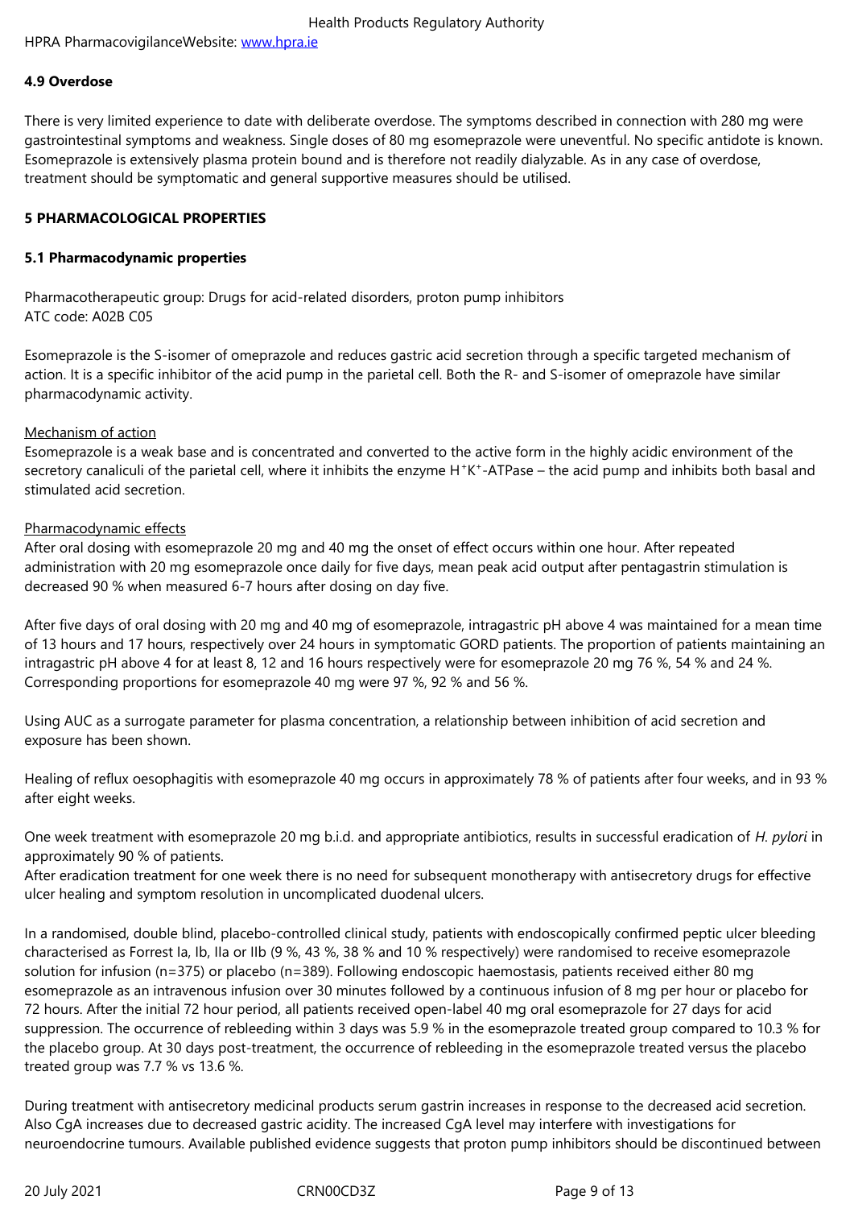## 4.9 Overdose

There is very limited experience to date with deliberate overdose. The symptoms described in connection with 280 mg were gastrointestinal symptoms and weakness. Single doses of 80 mg esomeprazole were uneventful. No specific antidote is known. Esomeprazole is extensively plasma protein bound and is therefore not readily dialyzable. As in any case of overdose, treatment should be symptomatic and general supportive measures should be utilised.

# 5 PHARMACOLOGICAL PROPERTIES

## 5.1 Pharmacodynamic properties

Pharmacotherapeutic group: Drugs for acid-related disorders, proton pump inhibitors
ATC code: A02B C05

Esomeprazole is the S-isomer of omeprazole and reduces gastric acid secretion through a specific targeted mechanism of action. It is a specific inhibitor of the acid pump in the parietal cell. Both the R- and S-isomer of omeprazole have similar pharmacodynamic activity.

Mechanism of action
Esomeprazole is a weak base and is concentrated and converted to the active form in the highly acidic environment of the secretory canaliculi of the parietal cell, where it inhibits the enzyme $H^+K^+$-ATPase – the acid pump and inhibits both basal and stimulated acid secretion.

Pharmacodynamic effects
After oral dosing with esomeprazole 20 mg and 40 mg the onset of effect occurs within one hour. After repeated administration with 20 mg esomeprazole once daily for five days, mean peak acid output after pentagastrin stimulation is decreased 90 % when measured 6-7 hours after dosing on day five.

After five days of oral dosing with 20 mg and 40 mg of esomeprazole, intragastric pH above 4 was maintained for a mean time of 13 hours and 17 hours, respectively over 24 hours in symptomatic GORD patients. The proportion of patients maintaining an intragastric pH above 4 for at least 8, 12 and 16 hours respectively were for esomeprazole 20 mg 76 %, 54 % and 24 %. Corresponding proportions for esomeprazole 40 mg were 97 %, 92 % and 56 %.

Using AUC as a surrogate parameter for plasma concentration, a relationship between inhibition of acid secretion and exposure has been shown.

Healing of reflux oesophagitis with esomeprazole 40 mg occurs in approximately 78 % of patients after four weeks, and in 93 % after eight weeks.

One week treatment with esomeprazole 20 mg b.i.d. and appropriate antibiotics, results in successful eradication of *H. pylori* in approximately 90 % of patients.
After eradication treatment for one week there is no need for subsequent monotherapy with antisecretory drugs for effective ulcer healing and symptom resolution in uncomplicated duodenal ulcers.

In a randomised, double blind, placebo-controlled clinical study, patients with endoscopically confirmed peptic ulcer bleeding characterised as Forrest Ia, Ib, IIa or IIb (9 %, 43 %, 38 % and 10 % respectively) were randomised to receive esomeprazole solution for infusion (n=375) or placebo (n=389). Following endoscopic haemostasis, patients received either 80 mg esomeprazole as an intravenous infusion over 30 minutes followed by a continuous infusion of 8 mg per hour or placebo for 72 hours. After the initial 72 hour period, all patients received open-label 40 mg oral esomeprazole for 27 days for acid suppression. The occurrence of rebleeding within 3 days was 5.9 % in the esomeprazole treated group compared to 10.3 % for the placebo group. At 30 days post-treatment, the occurrence of rebleeding in the esomeprazole treated versus the placebo treated group was 7.7 % vs 13.6 %.

During treatment with antisecretory medicinal products serum gastrin increases in response to the decreased acid secretion. Also CgA increases due to decreased gastric acidity. The increased CgA level may interfere with investigations for neuroendocrine tumours. Available published evidence suggests that proton pump inhibitors should be discontinued between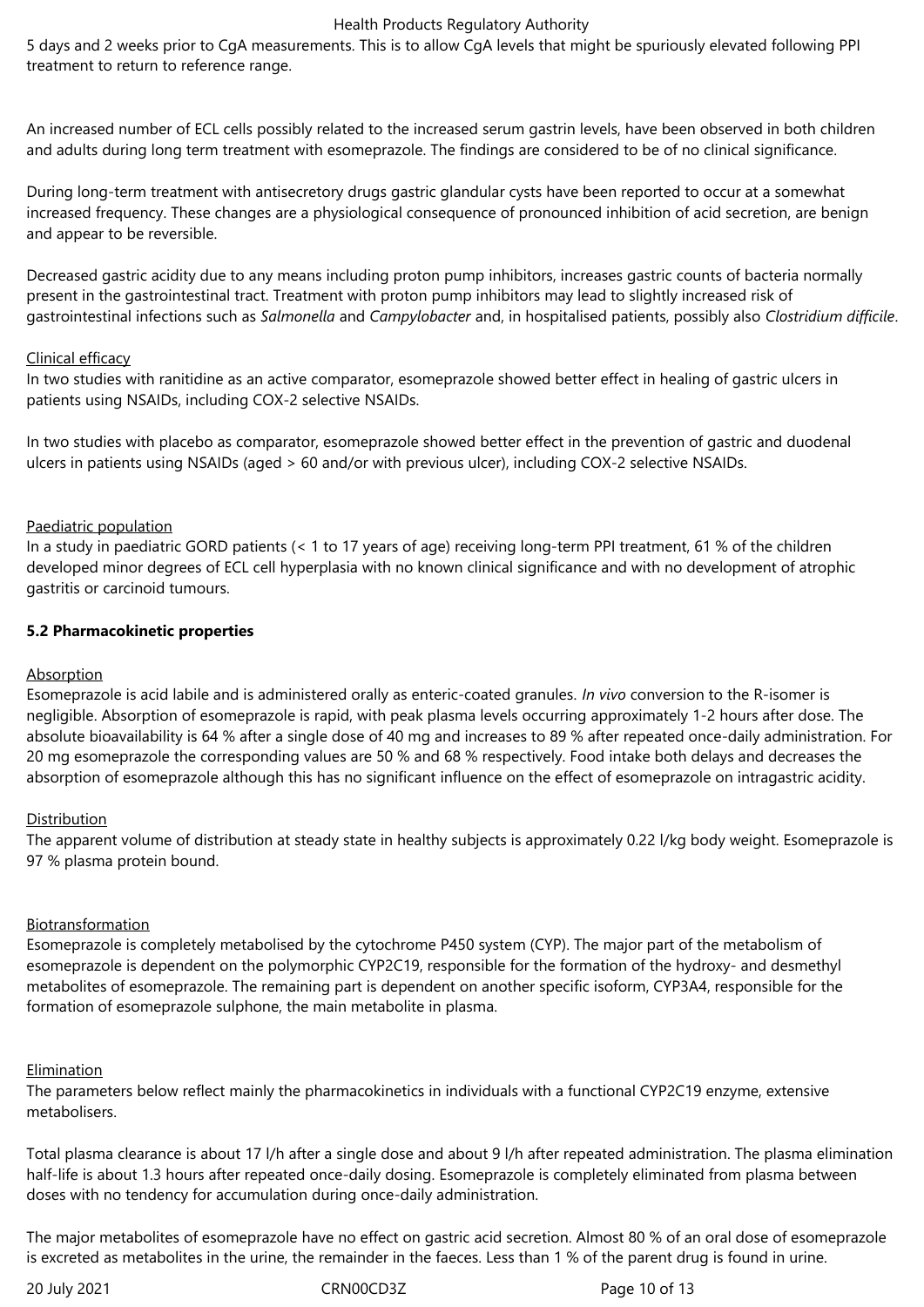5 days and 2 weeks prior to CgA measurements. This is to allow CgA levels that might be spuriously elevated following PPI treatment to return to reference range.

An increased number of ECL cells possibly related to the increased serum gastrin levels, have been observed in both children and adults during long term treatment with esomeprazole. The findings are considered to be of no clinical significance.

During long-term treatment with antisecretory drugs gastric glandular cysts have been reported to occur at a somewhat increased frequency. These changes are a physiological consequence of pronounced inhibition of acid secretion, are benign and appear to be reversible.

Decreased gastric acidity due to any means including proton pump inhibitors, increases gastric counts of bacteria normally present in the gastrointestinal tract. Treatment with proton pump inhibitors may lead to slightly increased risk of gastrointestinal infections such as *Salmonella* and *Campylobacter* and, in hospitalised patients, possibly also *Clostridium difficile*.

Clinical efficacy

In two studies with ranitidine as an active comparator, esomeprazole showed better effect in healing of gastric ulcers in patients using NSAIDs, including COX-2 selective NSAIDs.

In two studies with placebo as comparator, esomeprazole showed better effect in the prevention of gastric and duodenal ulcers in patients using NSAIDs (aged > 60 and/or with previous ulcer), including COX-2 selective NSAIDs.

Paediatric population

In a study in paediatric GORD patients (< 1 to 17 years of age) receiving long-term PPI treatment, 61 % of the children developed minor degrees of ECL cell hyperplasia with no known clinical significance and with no development of atrophic gastritis or carcinoid tumours.

**5.2 Pharmacokinetic properties**

Absorption

Esomeprazole is acid labile and is administered orally as enteric-coated granules. *In vivo* conversion to the R-isomer is negligible. Absorption of esomeprazole is rapid, with peak plasma levels occurring approximately 1-2 hours after dose. The absolute bioavailability is 64 % after a single dose of 40 mg and increases to 89 % after repeated once-daily administration. For 20 mg esomeprazole the corresponding values are 50 % and 68 % respectively. Food intake both delays and decreases the absorption of esomeprazole although this has no significant influence on the effect of esomeprazole on intragastric acidity.

Distribution

The apparent volume of distribution at steady state in healthy subjects is approximately 0.22 l/kg body weight. Esomeprazole is 97 % plasma protein bound.

Biotransformation

Esomeprazole is completely metabolised by the cytochrome P450 system (CYP). The major part of the metabolism of esomeprazole is dependent on the polymorphic CYP2C19, responsible for the formation of the hydroxy- and desmethyl metabolites of esomeprazole. The remaining part is dependent on another specific isoform, CYP3A4, responsible for the formation of esomeprazole sulphone, the main metabolite in plasma.

Elimination

The parameters below reflect mainly the pharmacokinetics in individuals with a functional CYP2C19 enzyme, extensive metabolisers.

Total plasma clearance is about 17 l/h after a single dose and about 9 l/h after repeated administration. The plasma elimination half-life is about 1.3 hours after repeated once-daily dosing. Esomeprazole is completely eliminated from plasma between doses with no tendency for accumulation during once-daily administration.

The major metabolites of esomeprazole have no effect on gastric acid secretion. Almost 80 % of an oral dose of esomeprazole is excreted as metabolites in the urine, the remainder in the faeces. Less than 1 % of the parent drug is found in urine.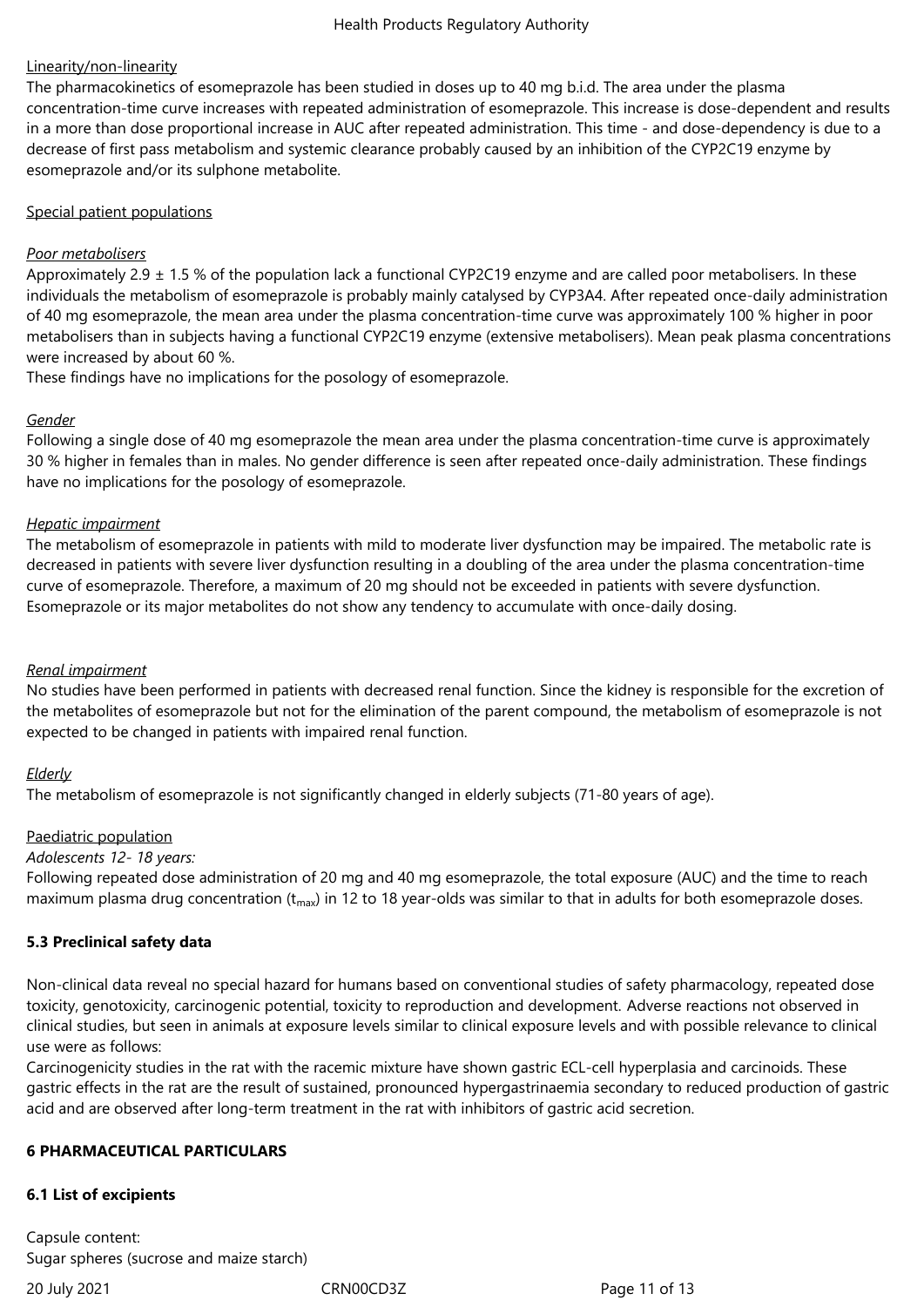Linearity/non-linearity

The pharmacokinetics of esomeprazole has been studied in doses up to 40 mg b.i.d. The area under the plasma concentration-time curve increases with repeated administration of esomeprazole. This increase is dose-dependent and results in a more than dose proportional increase in AUC after repeated administration. This time - and dose-dependency is due to a decrease of first pass metabolism and systemic clearance probably caused by an inhibition of the CYP2C19 enzyme by esomeprazole and/or its sulphone metabolite.

Special patient populations

*Poor metabolisers*

Approximately 2.9 ± 1.5 % of the population lack a functional CYP2C19 enzyme and are called poor metabolisers. In these individuals the metabolism of esomeprazole is probably mainly catalysed by CYP3A4. After repeated once-daily administration of 40 mg esomeprazole, the mean area under the plasma concentration-time curve was approximately 100 % higher in poor metabolisers than in subjects having a functional CYP2C19 enzyme (extensive metabolisers). Mean peak plasma concentrations were increased by about 60 %.

These findings have no implications for the posology of esomeprazole.

*Gender*

Following a single dose of 40 mg esomeprazole the mean area under the plasma concentration-time curve is approximately 30 % higher in females than in males. No gender difference is seen after repeated once-daily administration. These findings have no implications for the posology of esomeprazole.

*Hepatic impairment*

The metabolism of esomeprazole in patients with mild to moderate liver dysfunction may be impaired. The metabolic rate is decreased in patients with severe liver dysfunction resulting in a doubling of the area under the plasma concentration-time curve of esomeprazole. Therefore, a maximum of 20 mg should not be exceeded in patients with severe dysfunction. Esomeprazole or its major metabolites do not show any tendency to accumulate with once-daily dosing.

*Renal impairment*

No studies have been performed in patients with decreased renal function. Since the kidney is responsible for the excretion of the metabolites of esomeprazole but not for the elimination of the parent compound, the metabolism of esomeprazole is not expected to be changed in patients with impaired renal function.

*Elderly*

The metabolism of esomeprazole is not significantly changed in elderly subjects (71-80 years of age).

Paediatric population

*Adolescents 12- 18 years:*

Following repeated dose administration of 20 mg and 40 mg esomeprazole, the total exposure (AUC) and the time to reach maximum plasma drug concentration ($t_{max}$) in 12 to 18 year-olds was similar to that in adults for both esomeprazole doses.

**5.3 Preclinical safety data**

Non-clinical data reveal no special hazard for humans based on conventional studies of safety pharmacology, repeated dose toxicity, genotoxicity, carcinogenic potential, toxicity to reproduction and development. Adverse reactions not observed in clinical studies, but seen in animals at exposure levels similar to clinical exposure levels and with possible relevance to clinical use were as follows:

Carcinogenicity studies in the rat with the racemic mixture have shown gastric ECL-cell hyperplasia and carcinoids. These gastric effects in the rat are the result of sustained, pronounced hypergastrinaemia secondary to reduced production of gastric acid and are observed after long-term treatment in the rat with inhibitors of gastric acid secretion.

**6 PHARMACEUTICAL PARTICULARS**

**6.1 List of excipients**

Capsule content:

Sugar spheres (sucrose and maize starch)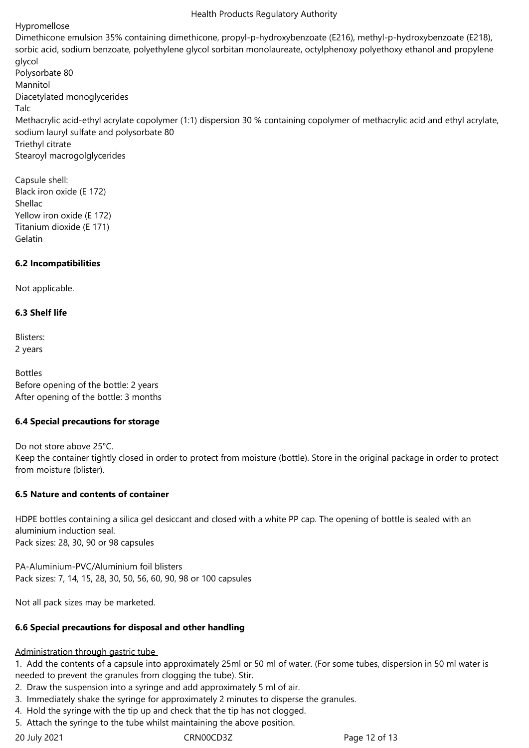Hypromellose

Dimethicone emulsion 35% containing dimethicone, propyl-p-hydroxybenzoate (E216), methyl-p-hydroxybenzoate (E218), sorbic acid, sodium benzoate, polyethylene glycol sorbitan monolaureate, octylphenoxy polyethoxy ethanol and propylene glycol

Polysorbate 80

Mannitol

Diacetylated monoglycerides

Talc

Methacrylic acid-ethyl acrylate copolymer (1:1) dispersion 30 % containing copolymer of methacrylic acid and ethyl acrylate, sodium lauryl sulfate and polysorbate 80

Triethyl citrate

Stearoyl macrogolglycerides

Capsule shell:

Black iron oxide (E 172)

Shellac

Yellow iron oxide (E 172)

Titanium dioxide (E 171)

Gelatin

**6.2 Incompatibilities**

Not applicable.

**6.3 Shelf life**

Blisters:

2 years

Bottles

Before opening of the bottle: 2 years

After opening of the bottle: 3 months

**6.4 Special precautions for storage**

Do not store above 25°C.

Keep the container tightly closed in order to protect from moisture (bottle). Store in the original package in order to protect from moisture (blister).

**6.5 Nature and contents of container**

HDPE bottles containing a silica gel desiccant and closed with a white PP cap. The opening of bottle is sealed with an aluminium induction seal.

Pack sizes: 28, 30, 90 or 98 capsules

PA-Aluminium-PVC/Aluminium foil blisters

Pack sizes: 7, 14, 15, 28, 30, 50, 56, 60, 90, 98 or 100 capsules

Not all pack sizes may be marketed.

**6.6 Special precautions for disposal and other handling**

Administration through gastric tube

1. Add the contents of a capsule into approximately 25ml or 50 ml of water. (For some tubes, dispersion in 50 ml water is needed to prevent the granules from clogging the tube). Stir.
2. Draw the suspension into a syringe and add approximately 5 ml of air.
3. Immediately shake the syringe for approximately 2 minutes to disperse the granules.
4. Hold the syringe with the tip up and check that the tip has not clogged.
5. Attach the syringe to the tube whilst maintaining the above position.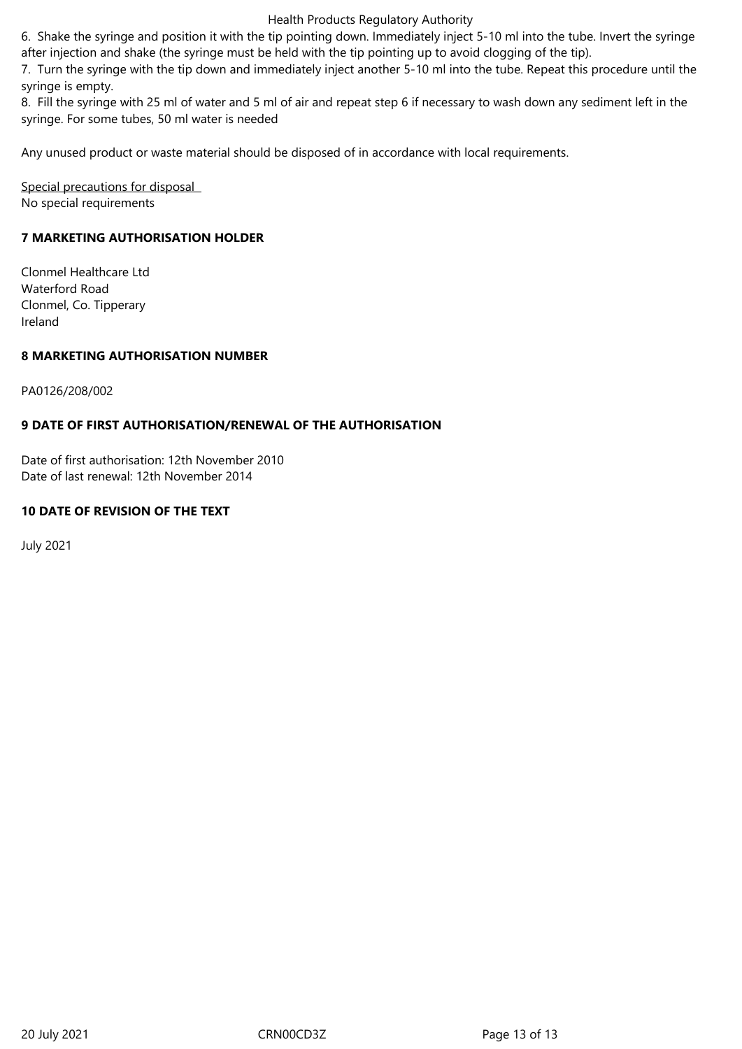6. Shake the syringe and position it with the tip pointing down. Immediately inject 5-10 ml into the tube. Invert the syringe after injection and shake (the syringe must be held with the tip pointing up to avoid clogging of the tip).

7. Turn the syringe with the tip down and immediately inject another 5-10 ml into the tube. Repeat this procedure until the syringe is empty.

8. Fill the syringe with 25 ml of water and 5 ml of air and repeat step 6 if necessary to wash down any sediment left in the syringe. For some tubes, 50 ml water is needed

Any unused product or waste material should be disposed of in accordance with local requirements.

Special precautions for disposal

No special requirements

## 7 MARKETING AUTHORISATION HOLDER

Clonmel Healthcare Ltd
Waterford Road
Clonmel, Co. Tipperary
Ireland

## 8 MARKETING AUTHORISATION NUMBER

PA0126/208/002

## 9 DATE OF FIRST AUTHORISATION/RENEWAL OF THE AUTHORISATION

Date of first authorisation: 12th November 2010
Date of last renewal: 12th November 2014

## 10 DATE OF REVISION OF THE TEXT

July 2021